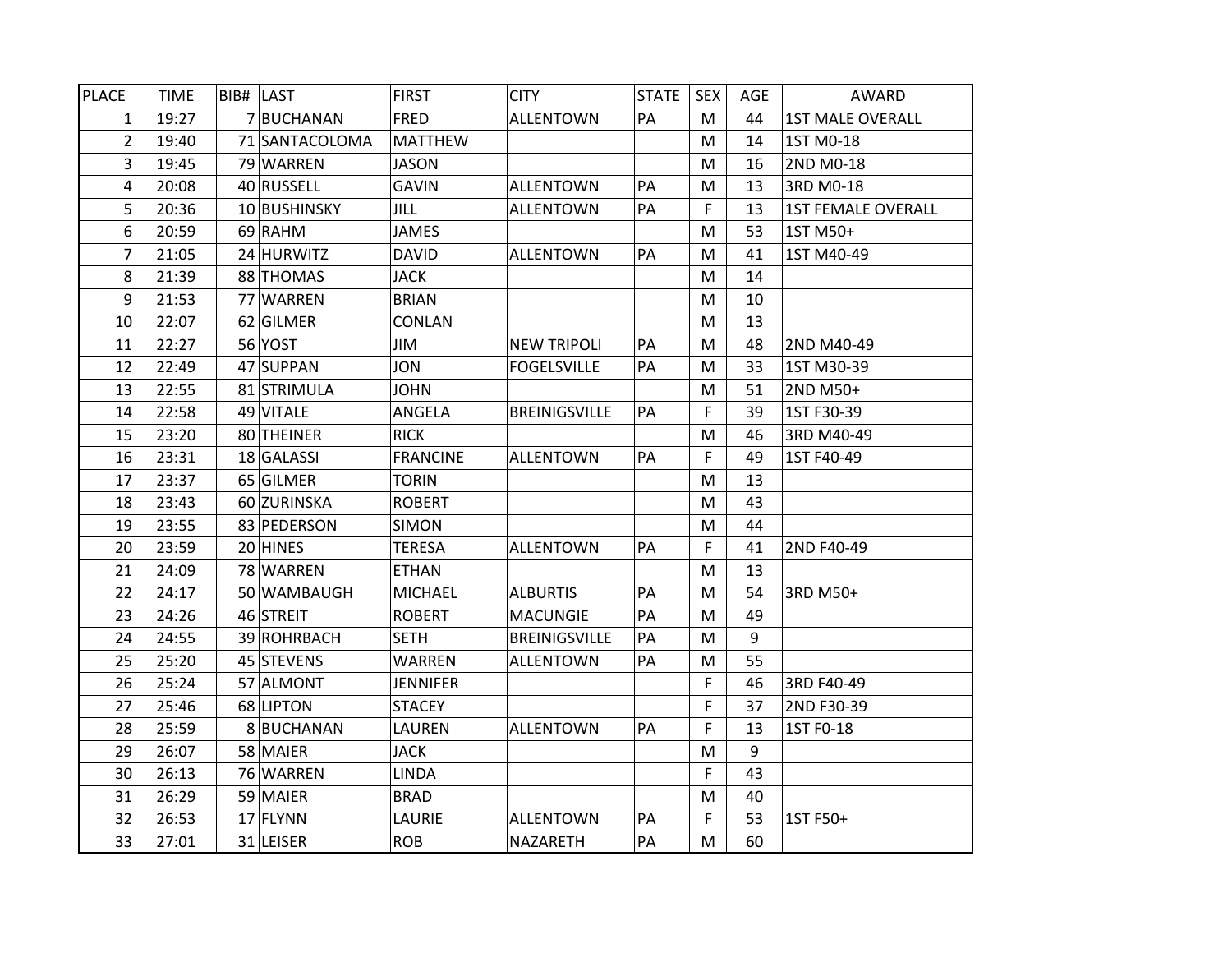| PLACE | TIME | BIB# | LAST | FIRST | CITY | STATE | SEX | AGE | AWARD |
|---|---|---|---|---|---|---|---|---|---|
| 1 | 19:27 | 7 | BUCHANAN | FRED | ALLENTOWN | PA | M | 44 | 1ST MALE OVERALL |
| 2 | 19:40 | 71 | SANTACOLOMA | MATTHEW | | | M | 14 | 1ST M0-18 |
| 3 | 19:45 | 79 | WARREN | JASON | | | M | 16 | 2ND M0-18 |
| 4 | 20:08 | 40 | RUSSELL | GAVIN | ALLENTOWN | PA | M | 13 | 3RD M0-18 |
| 5 | 20:36 | 10 | BUSHINSKY | JILL | ALLENTOWN | PA | F | 13 | 1ST FEMALE OVERALL |
| 6 | 20:59 | 69 | RAHM | JAMES | | | M | 53 | 1ST M50+ |
| 7 | 21:05 | 24 | HURWITZ | DAVID | ALLENTOWN | PA | M | 41 | 1ST M40-49 |
| 8 | 21:39 | 88 | THOMAS | JACK | | | M | 14 | |
| 9 | 21:53 | 77 | WARREN | BRIAN | | | M | 10 | |
| 10 | 22:07 | 62 | GILMER | CONLAN | | | M | 13 | |
| 11 | 22:27 | 56 | YOST | JIM | NEW TRIPOLI | PA | M | 48 | 2ND M40-49 |
| 12 | 22:49 | 47 | SUPPAN | JON | FOGELSVILLE | PA | M | 33 | 1ST M30-39 |
| 13 | 22:55 | 81 | STRIMULA | JOHN | | | M | 51 | 2ND M50+ |
| 14 | 22:58 | 49 | VITALE | ANGELA | BREINIGSVILLE | PA | F | 39 | 1ST F30-39 |
| 15 | 23:20 | 80 | THEINER | RICK | | | M | 46 | 3RD M40-49 |
| 16 | 23:31 | 18 | GALASSI | FRANCINE | ALLENTOWN | PA | F | 49 | 1ST F40-49 |
| 17 | 23:37 | 65 | GILMER | TORIN | | | M | 13 | |
| 18 | 23:43 | 60 | ZURINSKA | ROBERT | | | M | 43 | |
| 19 | 23:55 | 83 | PEDERSON | SIMON | | | M | 44 | |
| 20 | 23:59 | 20 | HINES | TERESA | ALLENTOWN | PA | F | 41 | 2ND F40-49 |
| 21 | 24:09 | 78 | WARREN | ETHAN | | | M | 13 | |
| 22 | 24:17 | 50 | WAMBAUGH | MICHAEL | ALBURTIS | PA | M | 54 | 3RD M50+ |
| 23 | 24:26 | 46 | STREIT | ROBERT | MACUNGIE | PA | M | 49 | |
| 24 | 24:55 | 39 | ROHRBACH | SETH | BREINIGSVILLE | PA | M | 9 | |
| 25 | 25:20 | 45 | STEVENS | WARREN | ALLENTOWN | PA | M | 55 | |
| 26 | 25:24 | 57 | ALMONT | JENNIFER | | | F | 46 | 3RD F40-49 |
| 27 | 25:46 | 68 | LIPTON | STACEY | | | F | 37 | 2ND F30-39 |
| 28 | 25:59 | 8 | BUCHANAN | LAUREN | ALLENTOWN | PA | F | 13 | 1ST F0-18 |
| 29 | 26:07 | 58 | MAIER | JACK | | | M | 9 | |
| 30 | 26:13 | 76 | WARREN | LINDA | | | F | 43 | |
| 31 | 26:29 | 59 | MAIER | BRAD | | | M | 40 | |
| 32 | 26:53 | 17 | FLYNN | LAURIE | ALLENTOWN | PA | F | 53 | 1ST F50+ |
| 33 | 27:01 | 31 | LEISER | ROB | NAZARETH | PA | M | 60 | |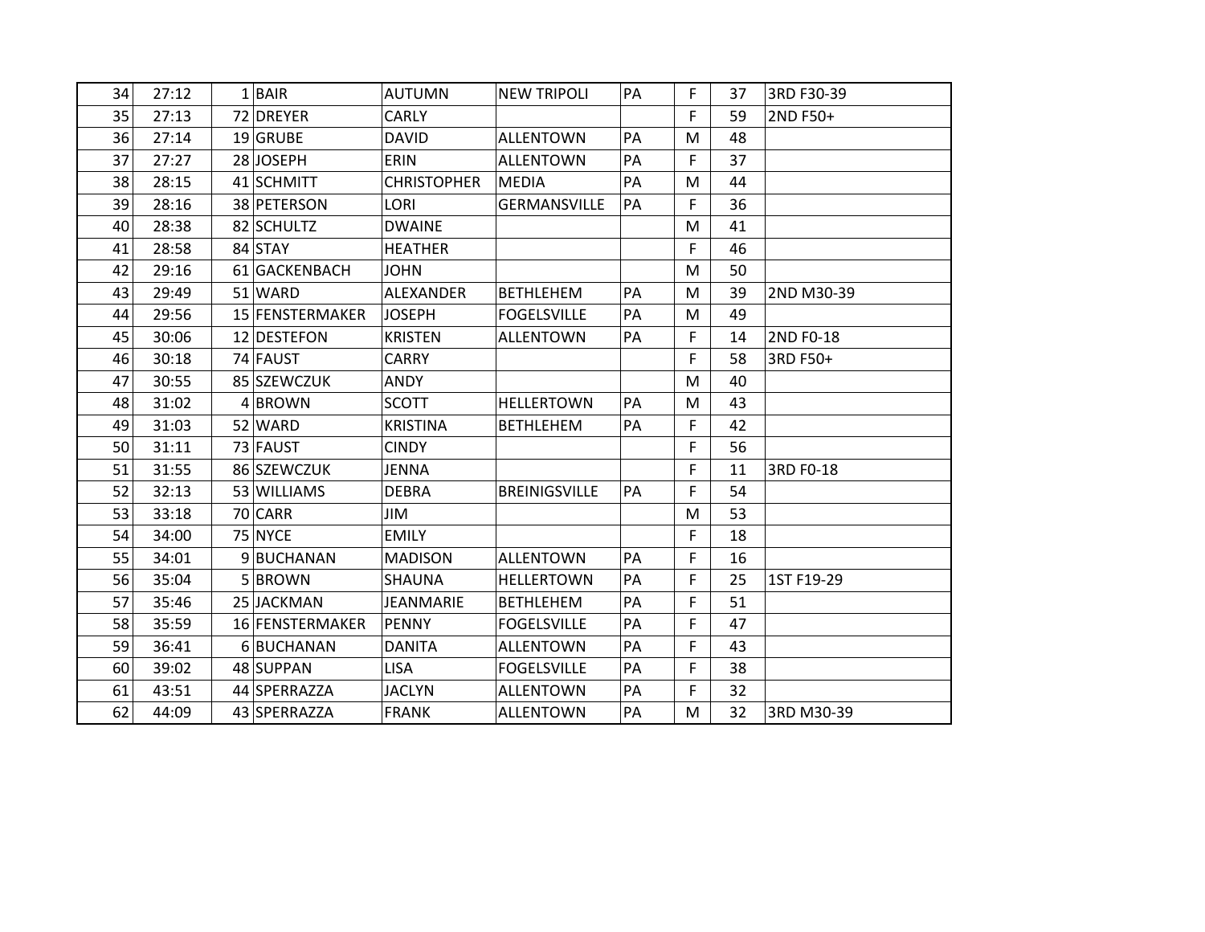| | | | | | | | | | |
|---|---|---|---|---|---|---|---|---|---|
| 34 | 27:12 | 1 | BAIR | AUTUMN | NEW TRIPOLI | PA | F | 37 | 3RD F30-39 |
| 35 | 27:13 | 72 | DREYER | CARLY | | | F | 59 | 2ND F50+ |
| 36 | 27:14 | 19 | GRUBE | DAVID | ALLENTOWN | PA | M | 48 | |
| 37 | 27:27 | 28 | JOSEPH | ERIN | ALLENTOWN | PA | F | 37 | |
| 38 | 28:15 | 41 | SCHMITT | CHRISTOPHER | MEDIA | PA | M | 44 | |
| 39 | 28:16 | 38 | PETERSON | LORI | GERMANSVILLE | PA | F | 36 | |
| 40 | 28:38 | 82 | SCHULTZ | DWAINE | | | M | 41 | |
| 41 | 28:58 | 84 | STAY | HEATHER | | | F | 46 | |
| 42 | 29:16 | 61 | GACKENBACH | JOHN | | | M | 50 | |
| 43 | 29:49 | 51 | WARD | ALEXANDER | BETHLEHEM | PA | M | 39 | 2ND M30-39 |
| 44 | 29:56 | 15 | FENSTERMAKER | JOSEPH | FOGELSVILLE | PA | M | 49 | |
| 45 | 30:06 | 12 | DESTEFON | KRISTEN | ALLENTOWN | PA | F | 14 | 2ND F0-18 |
| 46 | 30:18 | 74 | FAUST | CARRY | | | F | 58 | 3RD F50+ |
| 47 | 30:55 | 85 | SZEWCZUK | ANDY | | | M | 40 | |
| 48 | 31:02 | 4 | BROWN | SCOTT | HELLERTOWN | PA | M | 43 | |
| 49 | 31:03 | 52 | WARD | KRISTINA | BETHLEHEM | PA | F | 42 | |
| 50 | 31:11 | 73 | FAUST | CINDY | | | F | 56 | |
| 51 | 31:55 | 86 | SZEWCZUK | JENNA | | | F | 11 | 3RD F0-18 |
| 52 | 32:13 | 53 | WILLIAMS | DEBRA | BREINIGSVILLE | PA | F | 54 | |
| 53 | 33:18 | 70 | CARR | JIM | | | M | 53 | |
| 54 | 34:00 | 75 | NYCE | EMILY | | | F | 18 | |
| 55 | 34:01 | 9 | BUCHANAN | MADISON | ALLENTOWN | PA | F | 16 | |
| 56 | 35:04 | 5 | BROWN | SHAUNA | HELLERTOWN | PA | F | 25 | 1ST F19-29 |
| 57 | 35:46 | 25 | JACKMAN | JEANMARIE | BETHLEHEM | PA | F | 51 | |
| 58 | 35:59 | 16 | FENSTERMAKER | PENNY | FOGELSVILLE | PA | F | 47 | |
| 59 | 36:41 | 6 | BUCHANAN | DANITA | ALLENTOWN | PA | F | 43 | |
| 60 | 39:02 | 48 | SUPPAN | LISA | FOGELSVILLE | PA | F | 38 | |
| 61 | 43:51 | 44 | SPERRAZZA | JACLYN | ALLENTOWN | PA | F | 32 | |
| 62 | 44:09 | 43 | SPERRAZZA | FRANK | ALLENTOWN | PA | M | 32 | 3RD M30-39 |